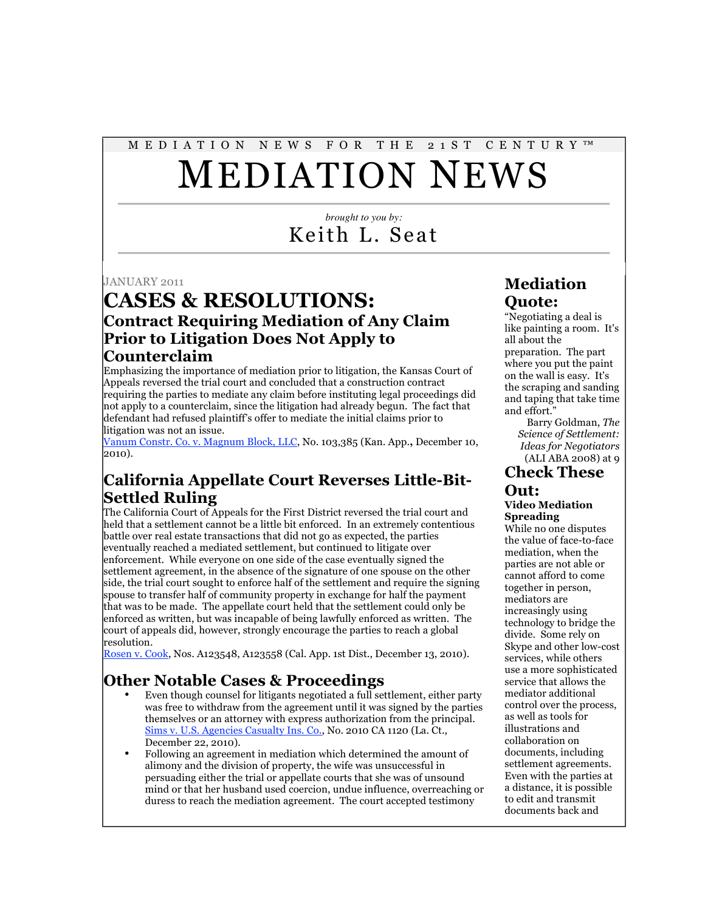MEDIATION NEWS FOR THE 21ST CENTURY™

# MEDIATION NEWS

*brought to you by:*

Keith L. Seat

JANUARY 2011

# CASES & RESOLUTIONS:

## Contract Requiring Mediation of Any Claim Prior to Litigation Does Not Apply to Counterclaim

Emphasizing the importance of mediation prior to litigation, the Kansas Court of Appeals reversed the trial court and concluded that a construction contract requiring the parties to mediate any claim before instituting legal proceedings did not apply to a counterclaim, since the litigation had already begun. The fact that defendant had refused plaintiff's offer to mediate the initial claims prior to litigation was not an issue.
Vanum Constr. Co. v. Magnum Block, LLC, No. 103,385 (Kan. App., December 10, 2010).

## California Appellate Court Reverses Little-Bit-Settled Ruling

The California Court of Appeals for the First District reversed the trial court and held that a settlement cannot be a little bit enforced. In an extremely contentious battle over real estate transactions that did not go as expected, the parties eventually reached a mediated settlement, but continued to litigate over enforcement. While everyone on one side of the case eventually signed the settlement agreement, in the absence of the signature of one spouse on the other side, the trial court sought to enforce half of the settlement and require the signing spouse to transfer half of community property in exchange for half the payment that was to be made. The appellate court held that the settlement could only be enforced as written, but was incapable of being lawfully enforced as written. The court of appeals did, however, strongly encourage the parties to reach a global resolution.
Rosen v. Cook, Nos. A123548, A123558 (Cal. App. 1st Dist., December 13, 2010).

## Other Notable Cases & Proceedings

- Even though counsel for litigants negotiated a full settlement, either party was free to withdraw from the agreement until it was signed by the parties themselves or an attorney with express authorization from the principal. Sims v. U.S. Agencies Casualty Ins. Co., No. 2010 CA 1120 (La. Ct., December 22, 2010).
- Following an agreement in mediation which determined the amount of alimony and the division of property, the wife was unsuccessful in persuading either the trial or appellate courts that she was of unsound mind or that her husband used coercion, undue influence, overreaching or duress to reach the mediation agreement. The court accepted testimony

## Mediation Quote:

"Negotiating a deal is like painting a room. It's all about the preparation. The part where you put the paint on the wall is easy. It's the scraping and sanding and taping that take time and effort."

Barry Goldman, *The Science of Settlement: Ideas for Negotiators* (ALI ABA 2008) at 9

## Check These Out:

**Video Mediation Spreading**

While no one disputes the value of face-to-face mediation, when the parties are not able or cannot afford to come together in person, mediators are increasingly using technology to bridge the divide. Some rely on Skype and other low-cost services, while others use a more sophisticated service that allows the mediator additional control over the process, as well as tools for illustrations and collaboration on documents, including settlement agreements. Even with the parties at a distance, it is possible to edit and transmit documents back and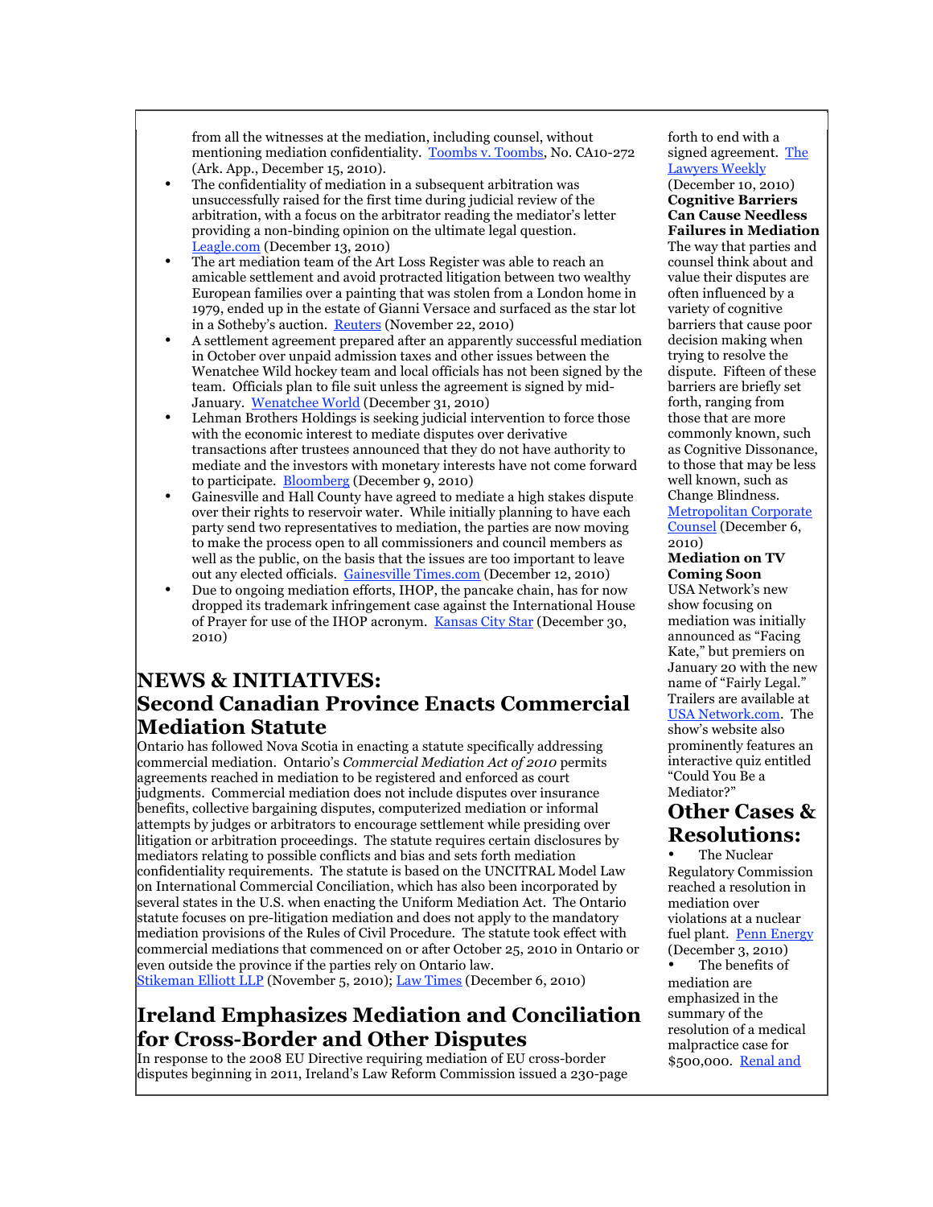from all the witnesses at the mediation, including counsel, without mentioning mediation confidentiality. Toombs v. Toombs, No. CA10-272 (Ark. App., December 15, 2010).

- The confidentiality of mediation in a subsequent arbitration was unsuccessfully raised for the first time during judicial review of the arbitration, with a focus on the arbitrator reading the mediator's letter providing a non-binding opinion on the ultimate legal question. Leagle.com (December 13, 2010)
- The art mediation team of the Art Loss Register was able to reach an amicable settlement and avoid protracted litigation between two wealthy European families over a painting that was stolen from a London home in 1979, ended up in the estate of Gianni Versace and surfaced as the star lot in a Sotheby's auction. Reuters (November 22, 2010)
- A settlement agreement prepared after an apparently successful mediation in October over unpaid admission taxes and other issues between the Wenatchee Wild hockey team and local officials has not been signed by the team. Officials plan to file suit unless the agreement is signed by mid-January. Wenatchee World (December 31, 2010)
- Lehman Brothers Holdings is seeking judicial intervention to force those with the economic interest to mediate disputes over derivative transactions after trustees announced that they do not have authority to mediate and the investors with monetary interests have not come forward to participate. Bloomberg (December 9, 2010)
- Gainesville and Hall County have agreed to mediate a high stakes dispute over their rights to reservoir water. While initially planning to have each party send two representatives to mediation, the parties are now moving to make the process open to all commissioners and council members as well as the public, on the basis that the issues are too important to leave out any elected officials. Gainesville Times.com (December 12, 2010)
- Due to ongoing mediation efforts, IHOP, the pancake chain, has for now dropped its trademark infringement case against the International House of Prayer for use of the IHOP acronym. Kansas City Star (December 30, 2010)

# NEWS & INITIATIVES:

## Second Canadian Province Enacts Commercial Mediation Statute

Ontario has followed Nova Scotia in enacting a statute specifically addressing commercial mediation. Ontario's *Commercial Mediation Act of 2010* permits agreements reached in mediation to be registered and enforced as court judgments. Commercial mediation does not include disputes over insurance benefits, collective bargaining disputes, computerized mediation or informal attempts by judges or arbitrators to encourage settlement while presiding over litigation or arbitration proceedings. The statute requires certain disclosures by mediators relating to possible conflicts and bias and sets forth mediation confidentiality requirements. The statute is based on the UNCITRAL Model Law on International Commercial Conciliation, which has also been incorporated by several states in the U.S. when enacting the Uniform Mediation Act. The Ontario statute focuses on pre-litigation mediation and does not apply to the mandatory mediation provisions of the Rules of Civil Procedure. The statute took effect with commercial mediations that commenced on or after October 25, 2010 in Ontario or even outside the province if the parties rely on Ontario law.
Stikeman Elliott LLP (November 5, 2010); Law Times (December 6, 2010)

## Ireland Emphasizes Mediation and Conciliation for Cross-Border and Other Disputes

In response to the 2008 EU Directive requiring mediation of EU cross-border disputes beginning in 2011, Ireland's Law Reform Commission issued a 230-page

forth to end with a signed agreement. The Lawyers Weekly (December 10, 2010)

**Cognitive Barriers Can Cause Needless Failures in Mediation**

The way that parties and counsel think about and value their disputes are often influenced by a variety of cognitive barriers that cause poor decision making when trying to resolve the dispute. Fifteen of these barriers are briefly set forth, ranging from those that are more commonly known, such as Cognitive Dissonance, to those that may be less well known, such as Change Blindness. Metropolitan Corporate Counsel (December 6, 2010)

**Mediation on TV Coming Soon**

USA Network's new show focusing on mediation was initially announced as "Facing Kate," but premiers on January 20 with the new name of "Fairly Legal." Trailers are available at USA Network.com. The show's website also prominently features an interactive quiz entitled "Could You Be a Mediator?"

# Other Cases & Resolutions:

- The Nuclear Regulatory Commission reached a resolution in mediation over violations at a nuclear fuel plant. Penn Energy (December 3, 2010)
- The benefits of mediation are emphasized in the summary of the resolution of a medical malpractice case for $500,000. Renal and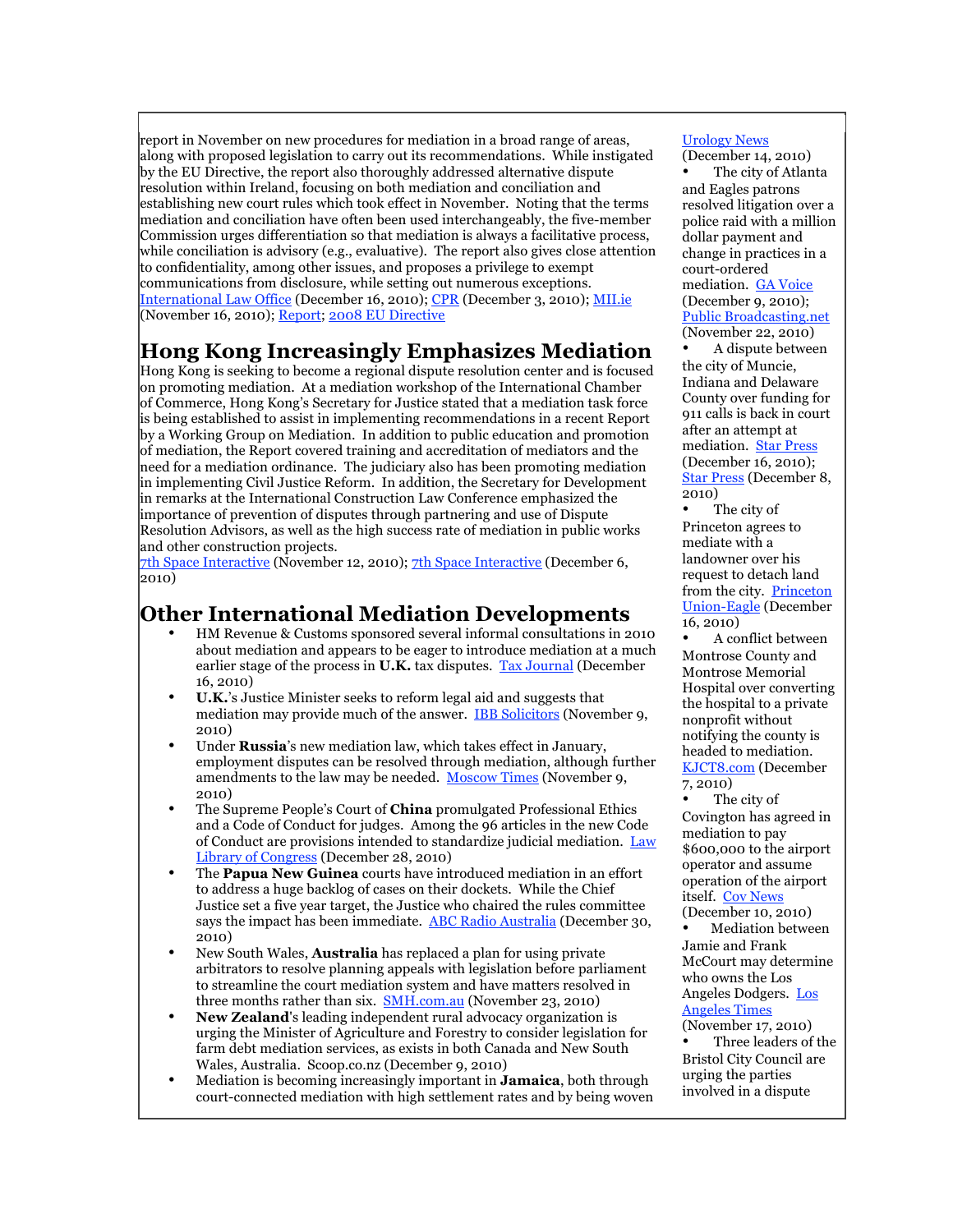report in November on new procedures for mediation in a broad range of areas, along with proposed legislation to carry out its recommendations. While instigated by the EU Directive, the report also thoroughly addressed alternative dispute resolution within Ireland, focusing on both mediation and conciliation and establishing new court rules which took effect in November. Noting that the terms mediation and conciliation have often been used interchangeably, the five-member Commission urges differentiation so that mediation is always a facilitative process, while conciliation is advisory (e.g., evaluative). The report also gives close attention to confidentiality, among other issues, and proposes a privilege to exempt communications from disclosure, while setting out numerous exceptions. International Law Office (December 16, 2010); CPR (December 3, 2010); MII.ie (November 16, 2010); Report; 2008 EU Directive

## Hong Kong Increasingly Emphasizes Mediation

Hong Kong is seeking to become a regional dispute resolution center and is focused on promoting mediation. At a mediation workshop of the International Chamber of Commerce, Hong Kong's Secretary for Justice stated that a mediation task force is being established to assist in implementing recommendations in a recent Report by a Working Group on Mediation. In addition to public education and promotion of mediation, the Report covered training and accreditation of mediators and the need for a mediation ordinance. The judiciary also has been promoting mediation in implementing Civil Justice Reform. In addition, the Secretary for Development in remarks at the International Construction Law Conference emphasized the importance of prevention of disputes through partnering and use of Dispute Resolution Advisors, as well as the high success rate of mediation in public works and other construction projects.
7th Space Interactive (November 12, 2010); 7th Space Interactive (December 6, 2010)

## Other International Mediation Developments

- HM Revenue & Customs sponsored several informal consultations in 2010 about mediation and appears to be eager to introduce mediation at a much earlier stage of the process in **U.K.** tax disputes. Tax Journal (December 16, 2010)
- **U.K.**'s Justice Minister seeks to reform legal aid and suggests that mediation may provide much of the answer. IBB Solicitors (November 9, 2010)
- Under **Russia**'s new mediation law, which takes effect in January, employment disputes can be resolved through mediation, although further amendments to the law may be needed. Moscow Times (November 9, 2010)
- The Supreme People's Court of **China** promulgated Professional Ethics and a Code of Conduct for judges. Among the 96 articles in the new Code of Conduct are provisions intended to standardize judicial mediation. Law Library of Congress (December 28, 2010)
- The **Papua New Guinea** courts have introduced mediation in an effort to address a huge backlog of cases on their dockets. While the Chief Justice set a five year target, the Justice who chaired the rules committee says the impact has been immediate. ABC Radio Australia (December 30, 2010)
- New South Wales, **Australia** has replaced a plan for using private arbitrators to resolve planning appeals with legislation before parliament to streamline the court mediation system and have matters resolved in three months rather than six. SMH.com.au (November 23, 2010)
- **New Zealand**'s leading independent rural advocacy organization is urging the Minister of Agriculture and Forestry to consider legislation for farm debt mediation services, as exists in both Canada and New South Wales, Australia. Scoop.co.nz (December 9, 2010)
- Mediation is becoming increasingly important in **Jamaica**, both through court-connected mediation with high settlement rates and by being woven

Urology News (December 14, 2010)

- The city of Atlanta and Eagles patrons resolved litigation over a police raid with a million dollar payment and change in practices in a court-ordered mediation. GA Voice (December 9, 2010); Public Broadcasting.net (November 22, 2010)
- A dispute between the city of Muncie, Indiana and Delaware County over funding for 911 calls is back in court after an attempt at mediation. Star Press (December 16, 2010); Star Press (December 8, 2010)
- The city of Princeton agrees to mediate with a landowner over his request to detach land from the city. Princeton Union-Eagle (December 16, 2010)
- A conflict between Montrose County and Montrose Memorial Hospital over converting the hospital to a private nonprofit without notifying the county is headed to mediation. KJCT8.com (December 7, 2010)
- The city of Covington has agreed in mediation to pay $600,000 to the airport operator and assume operation of the airport itself. Cov News (December 10, 2010)
- Mediation between Jamie and Frank McCourt may determine who owns the Los Angeles Dodgers. Los Angeles Times (November 17, 2010)
- Three leaders of the Bristol City Council are urging the parties involved in a dispute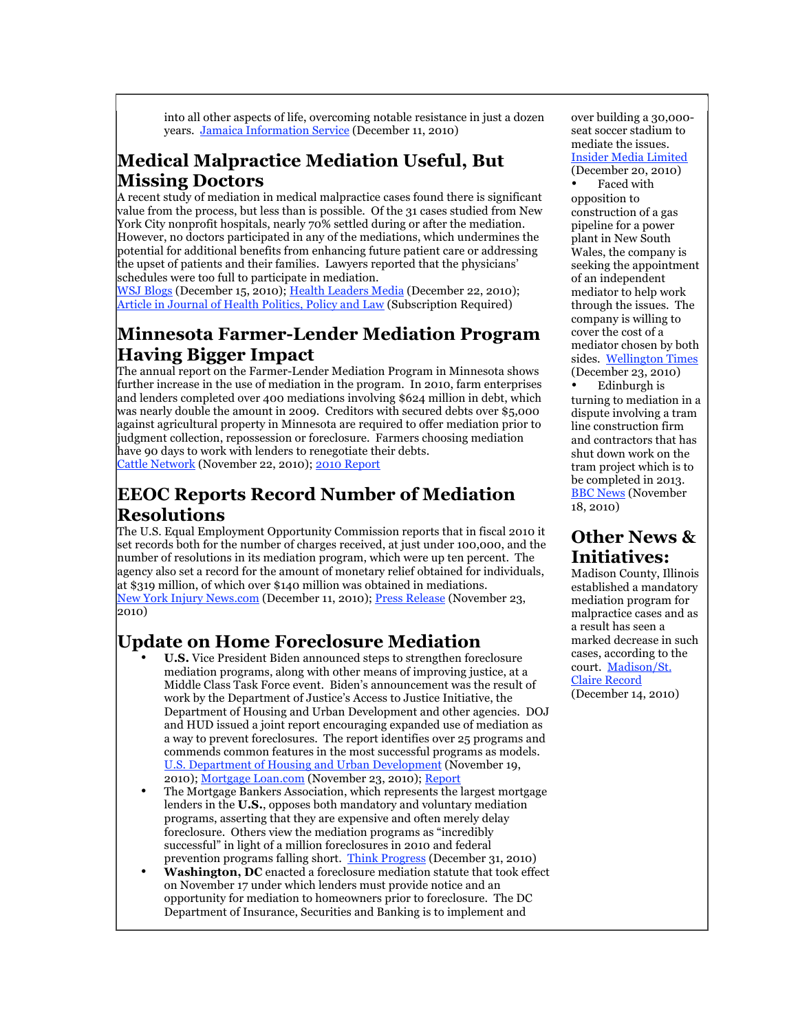into all other aspects of life, overcoming notable resistance in just a dozen years. Jamaica Information Service (December 11, 2010)

## Medical Malpractice Mediation Useful, But Missing Doctors

A recent study of mediation in medical malpractice cases found there is significant value from the process, but less than is possible. Of the 31 cases studied from New York City nonprofit hospitals, nearly 70% settled during or after the mediation. However, no doctors participated in any of the mediations, which undermines the potential for additional benefits from enhancing future patient care or addressing the upset of patients and their families. Lawyers reported that the physicians' schedules were too full to participate in mediation.
WSJ Blogs (December 15, 2010); Health Leaders Media (December 22, 2010); Article in Journal of Health Politics, Policy and Law (Subscription Required)

## Minnesota Farmer-Lender Mediation Program Having Bigger Impact

The annual report on the Farmer-Lender Mediation Program in Minnesota shows further increase in the use of mediation in the program. In 2010, farm enterprises and lenders completed over 400 mediations involving $624 million in debt, which was nearly double the amount in 2009. Creditors with secured debts over $5,000 against agricultural property in Minnesota are required to offer mediation prior to judgment collection, repossession or foreclosure. Farmers choosing mediation have 90 days to work with lenders to renegotiate their debts.
Cattle Network (November 22, 2010); 2010 Report

## EEOC Reports Record Number of Mediation Resolutions

The U.S. Equal Employment Opportunity Commission reports that in fiscal 2010 it set records both for the number of charges received, at just under 100,000, and the number of resolutions in its mediation program, which were up ten percent. The agency also set a record for the amount of monetary relief obtained for individuals, at $319 million, of which over $140 million was obtained in mediations.
New York Injury News.com (December 11, 2010); Press Release (November 23, 2010)

## Update on Home Foreclosure Mediation

- **U.S.** Vice President Biden announced steps to strengthen foreclosure mediation programs, along with other means of improving justice, at a Middle Class Task Force event. Biden's announcement was the result of work by the Department of Justice's Access to Justice Initiative, the Department of Housing and Urban Development and other agencies. DOJ and HUD issued a joint report encouraging expanded use of mediation as a way to prevent foreclosures. The report identifies over 25 programs and commends common features in the most successful programs as models. U.S. Department of Housing and Urban Development (November 19, 2010); Mortgage Loan.com (November 23, 2010); Report
- The Mortgage Bankers Association, which represents the largest mortgage lenders in the **U.S.**, opposes both mandatory and voluntary mediation programs, asserting that they are expensive and often merely delay foreclosure. Others view the mediation programs as "incredibly successful" in light of a million foreclosures in 2010 and federal prevention programs falling short. Think Progress (December 31, 2010)
- **Washington, DC** enacted a foreclosure mediation statute that took effect on November 17 under which lenders must provide notice and an opportunity for mediation to homeowners prior to foreclosure. The DC Department of Insurance, Securities and Banking is to implement and

over building a 30,000-seat soccer stadium to mediate the issues. Insider Media Limited (December 20, 2010)

- Faced with opposition to construction of a gas pipeline for a power plant in New South Wales, the company is seeking the appointment of an independent mediator to help work through the issues. The company is willing to cover the cost of a mediator chosen by both sides. Wellington Times (December 23, 2010)
- Edinburgh is turning to mediation in a dispute involving a tram line construction firm and contractors that has shut down work on the tram project which is to be completed in 2013. BBC News (November 18, 2010)

## Other News & Initiatives:

Madison County, Illinois established a mandatory mediation program for malpractice cases and as a result has seen a marked decrease in such cases, according to the court. Madison/St. Claire Record (December 14, 2010)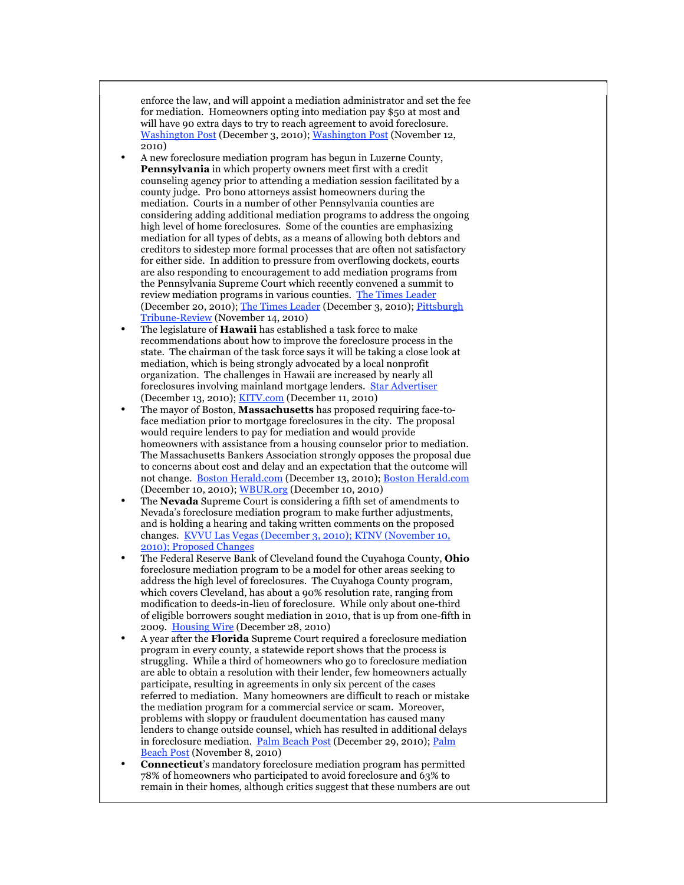enforce the law, and will appoint a mediation administrator and set the fee for mediation. Homeowners opting into mediation pay $50 at most and will have 90 extra days to try to reach agreement to avoid foreclosure. Washington Post (December 3, 2010); Washington Post (November 12, 2010)

- A new foreclosure mediation program has begun in Luzerne County, **Pennsylvania** in which property owners meet first with a credit counseling agency prior to attending a mediation session facilitated by a county judge. Pro bono attorneys assist homeowners during the mediation. Courts in a number of other Pennsylvania counties are considering adding additional mediation programs to address the ongoing high level of home foreclosures. Some of the counties are emphasizing mediation for all types of debts, as a means of allowing both debtors and creditors to sidestep more formal processes that are often not satisfactory for either side. In addition to pressure from overflowing dockets, courts are also responding to encouragement to add mediation programs from the Pennsylvania Supreme Court which recently convened a summit to review mediation programs in various counties. The Times Leader (December 20, 2010); The Times Leader (December 3, 2010); Pittsburgh Tribune-Review (November 14, 2010)
- The legislature of **Hawaii** has established a task force to make recommendations about how to improve the foreclosure process in the state. The chairman of the task force says it will be taking a close look at mediation, which is being strongly advocated by a local nonprofit organization. The challenges in Hawaii are increased by nearly all foreclosures involving mainland mortgage lenders. Star Advertiser (December 13, 2010); KITV.com (December 11, 2010)
- The mayor of Boston, **Massachusetts** has proposed requiring face-to-face mediation prior to mortgage foreclosures in the city. The proposal would require lenders to pay for mediation and would provide homeowners with assistance from a housing counselor prior to mediation. The Massachusetts Bankers Association strongly opposes the proposal due to concerns about cost and delay and an expectation that the outcome will not change. Boston Herald.com (December 13, 2010); Boston Herald.com (December 10, 2010); WBUR.org (December 10, 2010)
- The **Nevada** Supreme Court is considering a fifth set of amendments to Nevada's foreclosure mediation program to make further adjustments, and is holding a hearing and taking written comments on the proposed changes. KVVU Las Vegas (December 3, 2010); KTNV (November 10, 2010); Proposed Changes
- The Federal Reserve Bank of Cleveland found the Cuyahoga County, **Ohio** foreclosure mediation program to be a model for other areas seeking to address the high level of foreclosures. The Cuyahoga County program, which covers Cleveland, has about a 90% resolution rate, ranging from modification to deeds-in-lieu of foreclosure. While only about one-third of eligible borrowers sought mediation in 2010, that is up from one-fifth in 2009. Housing Wire (December 28, 2010)
- A year after the **Florida** Supreme Court required a foreclosure mediation program in every county, a statewide report shows that the process is struggling. While a third of homeowners who go to foreclosure mediation are able to obtain a resolution with their lender, few homeowners actually participate, resulting in agreements in only six percent of the cases referred to mediation. Many homeowners are difficult to reach or mistake the mediation program for a commercial service or scam. Moreover, problems with sloppy or fraudulent documentation has caused many lenders to change outside counsel, which has resulted in additional delays in foreclosure mediation. Palm Beach Post (December 29, 2010); Palm Beach Post (November 8, 2010)
- **Connecticut**'s mandatory foreclosure mediation program has permitted 78% of homeowners who participated to avoid foreclosure and 63% to remain in their homes, although critics suggest that these numbers are out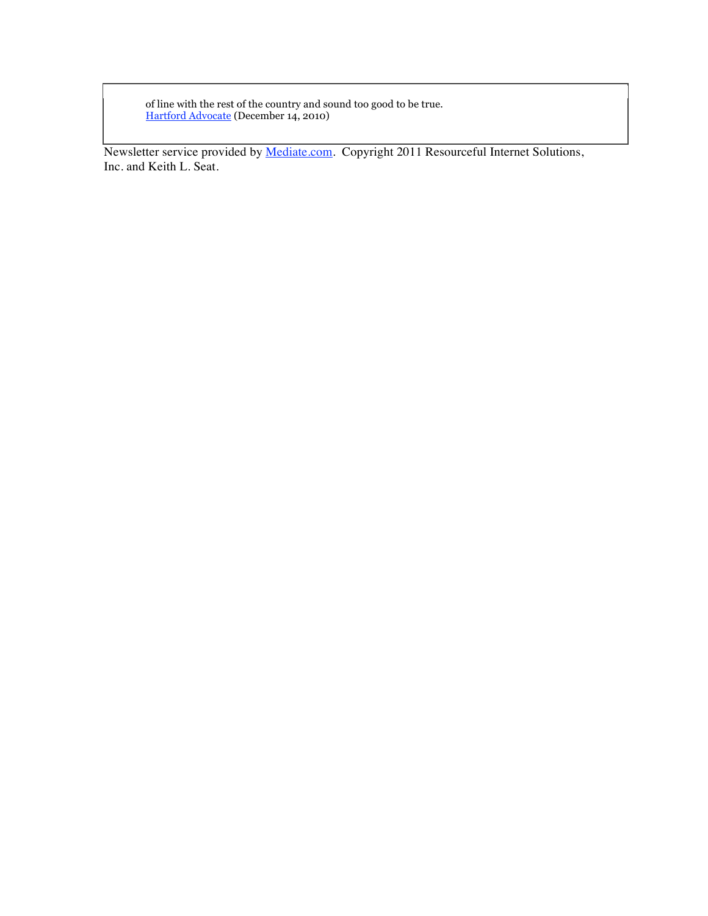of line with the rest of the country and sound too good to be true.
Hartford Advocate (December 14, 2010)

Newsletter service provided by Mediate.com. Copyright 2011 Resourceful Internet Solutions, Inc. and Keith L. Seat.